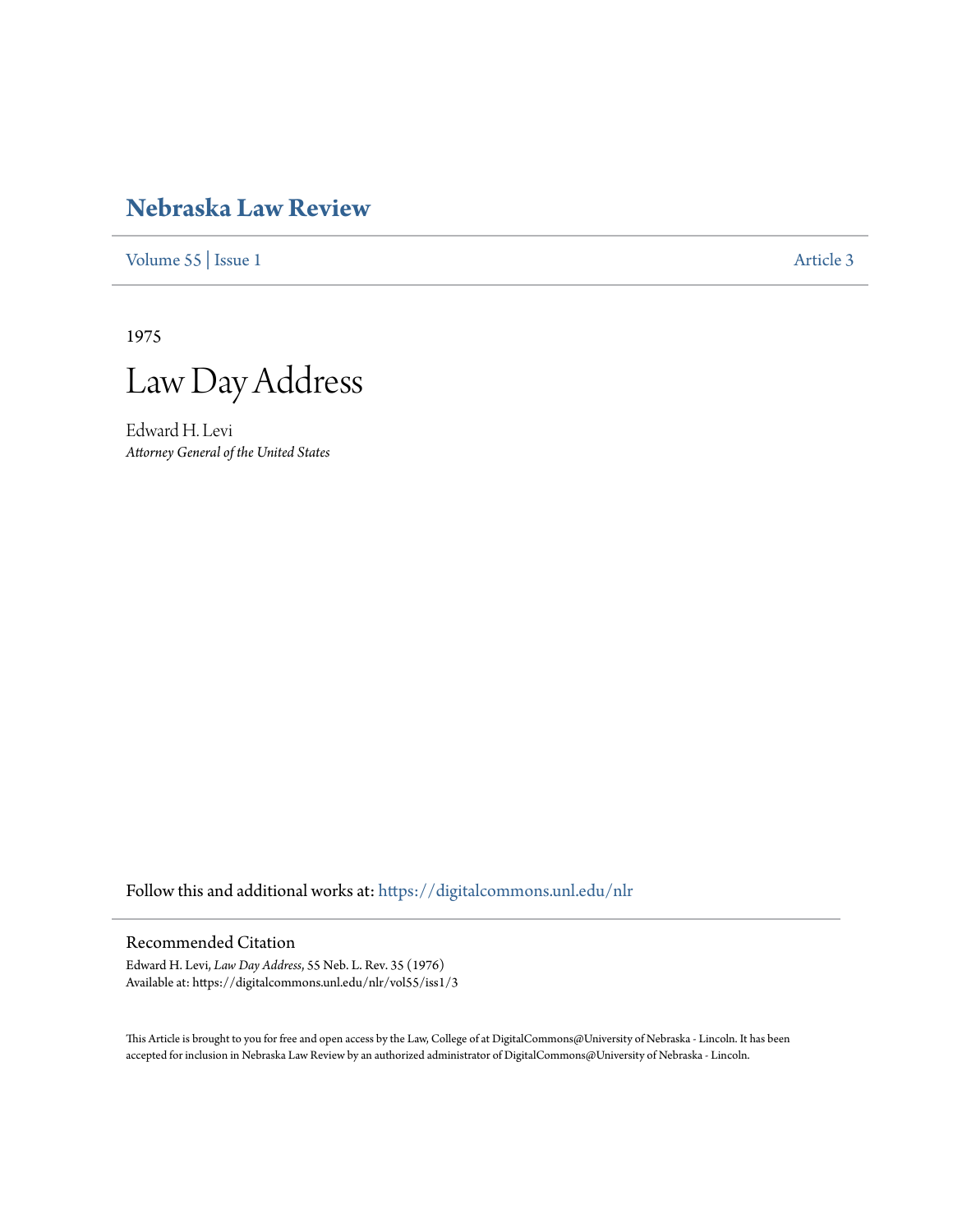# Nebraska Law Review

Volume 55 | Issue 1 Article 3

1975

# Law Day Address

Edward H. Levi
*Attorney General of the United States*

Follow this and additional works at: https://digitalcommons.unl.edu/nlr

## Recommended Citation

Edward H. Levi, *Law Day Address*, 55 Neb. L. Rev. 35 (1976)
Available at: https://digitalcommons.unl.edu/nlr/vol55/iss1/3

This Article is brought to you for free and open access by the Law, College of at DigitalCommons@University of Nebraska - Lincoln. It has been accepted for inclusion in Nebraska Law Review by an authorized administrator of DigitalCommons@University of Nebraska - Lincoln.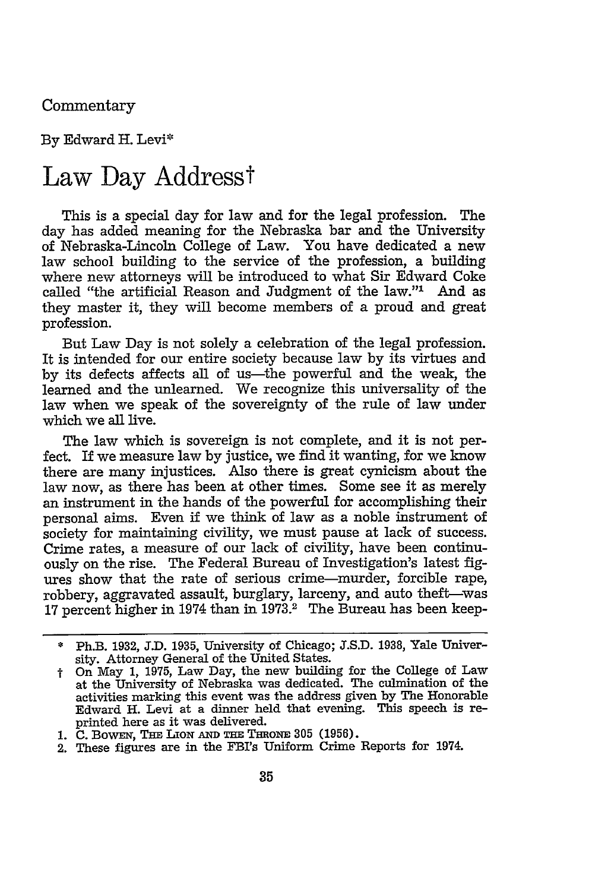Commentary

By Edward H. Levi*

# Law Day Address†

This is a special day for law and for the legal profession. The day has added meaning for the Nebraska bar and the University of Nebraska-Lincoln College of Law. You have dedicated a new law school building to the service of the profession, a building where new attorneys will be introduced to what Sir Edward Coke called "the artificial Reason and Judgment of the law."[1] And as they master it, they will become members of a proud and great profession.

But Law Day is not solely a celebration of the legal profession. It is intended for our entire society because law by its virtues and by its defects affects all of us—the powerful and the weak, the learned and the unlearned. We recognize this universality of the law when we speak of the sovereignty of the rule of law under which we all live.

The law which is sovereign is not complete, and it is not perfect. If we measure law by justice, we find it wanting, for we know there are many injustices. Also there is great cynicism about the law now, as there has been at other times. Some see it as merely an instrument in the hands of the powerful for accomplishing their personal aims. Even if we think of law as a noble instrument of society for maintaining civility, we must pause at lack of success. Crime rates, a measure of our lack of civility, have been continuously on the rise. The Federal Bureau of Investigation's latest figures show that the rate of serious crime—murder, forcible rape, robbery, aggravated assault, burglary, larceny, and auto theft—was 17 percent higher in 1974 than in 1973.[2] The Bureau has been keep-

---

\* Ph.B. 1932, J.D. 1935, University of Chicago; J.S.D. 1938, Yale University. Attorney General of the United States.

† On May 1, 1975, Law Day, the new building for the College of Law at the University of Nebraska was dedicated. The culmination of the activities marking this event was the address given by The Honorable Edward H. Levi at a dinner held that evening. This speech is reprinted here as it was delivered.

1. C. Bowen, The Lion and the Throne 305 (1956).
2. These figures are in the FBI's Uniform Crime Reports for 1974.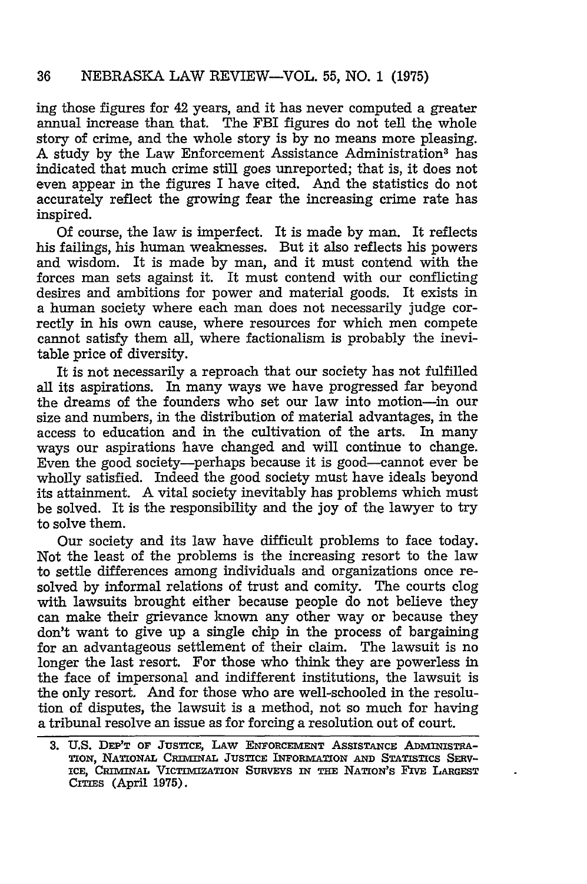ing those figures for 42 years, and it has never computed a greater annual increase than that. The FBI figures do not tell the whole story of crime, and the whole story is by no means more pleasing. A study by the Law Enforcement Assistance Administration[3] has indicated that much crime still goes unreported; that is, it does not even appear in the figures I have cited. And the statistics do not accurately reflect the growing fear the increasing crime rate has inspired.

Of course, the law is imperfect. It is made by man. It reflects his failings, his human weaknesses. But it also reflects his powers and wisdom. It is made by man, and it must contend with the forces man sets against it. It must contend with our conflicting desires and ambitions for power and material goods. It exists in a human society where each man does not necessarily judge correctly in his own cause, where resources for which men compete cannot satisfy them all, where factionalism is probably the inevitable price of diversity.

It is not necessarily a reproach that our society has not fulfilled all its aspirations. In many ways we have progressed far beyond the dreams of the founders who set our law into motion—in our size and numbers, in the distribution of material advantages, in the access to education and in the cultivation of the arts. In many ways our aspirations have changed and will continue to change. Even the good society—perhaps because it is good—cannot ever be wholly satisfied. Indeed the good society must have ideals beyond its attainment. A vital society inevitably has problems which must be solved. It is the responsibility and the joy of the lawyer to try to solve them.

Our society and its law have difficult problems to face today. Not the least of the problems is the increasing resort to the law to settle differences among individuals and organizations once resolved by informal relations of trust and comity. The courts clog with lawsuits brought either because people do not believe they can make their grievance known any other way or because they don't want to give up a single chip in the process of bargaining for an advantageous settlement of their claim. The lawsuit is no longer the last resort. For those who think they are powerless in the face of impersonal and indifferent institutions, the lawsuit is the only resort. And for those who are well-schooled in the resolution of disputes, the lawsuit is a method, not so much for having a tribunal resolve an issue as for forcing a resolution out of court.

---

3. U.S. DEP'T OF JUSTICE, LAW ENFORCEMENT ASSISTANCE ADMINISTRATION, NATIONAL CRIMINAL JUSTICE INFORMATION AND STATISTICS SERVICE, CRIMINAL VICTIMIZATION SURVEYS IN THE NATION'S FIVE LARGEST CITIES (April 1975).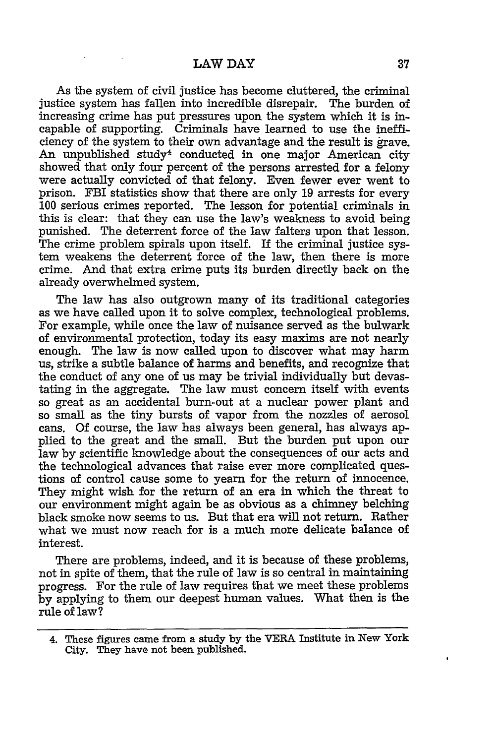As the system of civil justice has become cluttered, the criminal justice system has fallen into incredible disrepair. The burden of increasing crime has put pressures upon the system which it is incapable of supporting. Criminals have learned to use the inefficiency of the system to their own advantage and the result is grave. An unpublished study[4] conducted in one major American city showed that only four percent of the persons arrested for a felony were actually convicted of that felony. Even fewer ever went to prison. FBI statistics show that there are only 19 arrests for every 100 serious crimes reported. The lesson for potential criminals in this is clear: that they can use the law's weakness to avoid being punished. The deterrent force of the law falters upon that lesson. The crime problem spirals upon itself. If the criminal justice system weakens the deterrent force of the law, then there is more crime. And that extra crime puts its burden directly back on the already overwhelmed system.

The law has also outgrown many of its traditional categories as we have called upon it to solve complex, technological problems. For example, while once the law of nuisance served as the bulwark of environmental protection, today its easy maxims are not nearly enough. The law is now called upon to discover what may harm us, strike a subtle balance of harms and benefits, and recognize that the conduct of any one of us may be trivial individually but devastating in the aggregate. The law must concern itself with events so great as an accidental burn-out at a nuclear power plant and so small as the tiny bursts of vapor from the nozzles of aerosol cans. Of course, the law has always been general, has always applied to the great and the small. But the burden put upon our law by scientific knowledge about the consequences of our acts and the technological advances that raise ever more complicated questions of control cause some to yearn for the return of innocence. They might wish for the return of an era in which the threat to our environment might again be as obvious as a chimney belching black smoke now seems to us. But that era will not return. Rather what we must now reach for is a much more delicate balance of interest.

There are problems, indeed, and it is because of these problems, not in spite of them, that the rule of law is so central in maintaining progress. For the rule of law requires that we meet these problems by applying to them our deepest human values. What then is the rule of law?

---

4. These figures came from a study by the VERA Institute in New York City. They have not been published.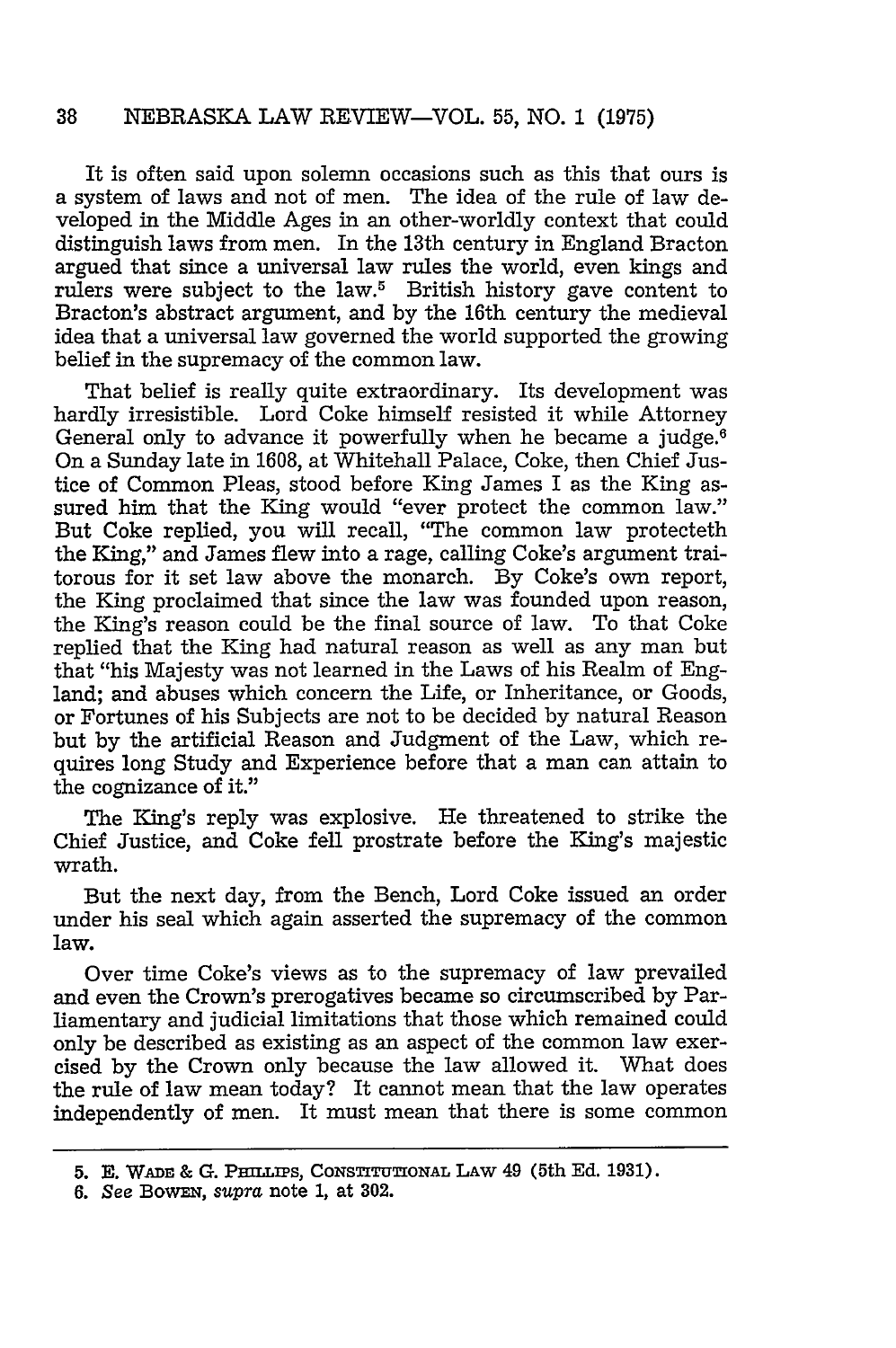It is often said upon solemn occasions such as this that ours is a system of laws and not of men. The idea of the rule of law developed in the Middle Ages in an other-worldly context that could distinguish laws from men. In the 13th century in England Bracton argued that since a universal law rules the world, even kings and rulers were subject to the law.[5] British history gave content to Bracton's abstract argument, and by the 16th century the medieval idea that a universal law governed the world supported the growing belief in the supremacy of the common law.

That belief is really quite extraordinary. Its development was hardly irresistible. Lord Coke himself resisted it while Attorney General only to advance it powerfully when he became a judge.[6] On a Sunday late in 1608, at Whitehall Palace, Coke, then Chief Justice of Common Pleas, stood before King James I as the King assured him that the King would "ever protect the common law." But Coke replied, you will recall, "The common law protecteth the King," and James flew into a rage, calling Coke's argument traitorous for it set law above the monarch. By Coke's own report, the King proclaimed that since the law was founded upon reason, the King's reason could be the final source of law. To that Coke replied that the King had natural reason as well as any man but that "his Majesty was not learned in the Laws of his Realm of England; and abuses which concern the Life, or Inheritance, or Goods, or Fortunes of his Subjects are not to be decided by natural Reason but by the artificial Reason and Judgment of the Law, which requires long Study and Experience before that a man can attain to the cognizance of it."

The King's reply was explosive. He threatened to strike the Chief Justice, and Coke fell prostrate before the King's majestic wrath.

But the next day, from the Bench, Lord Coke issued an order under his seal which again asserted the supremacy of the common law.

Over time Coke's views as to the supremacy of law prevailed and even the Crown's prerogatives became so circumscribed by Parliamentary and judicial limitations that those which remained could only be described as existing as an aspect of the common law exercised by the Crown only because the law allowed it. What does the rule of law mean today? It cannot mean that the law operates independently of men. It must mean that there is some common

---

5. E. WADE & G. PHILLIPS, CONSTITUTIONAL LAW 49 (5th Ed. 1931).

6. *See* BOWEN, *supra* note 1, at 302.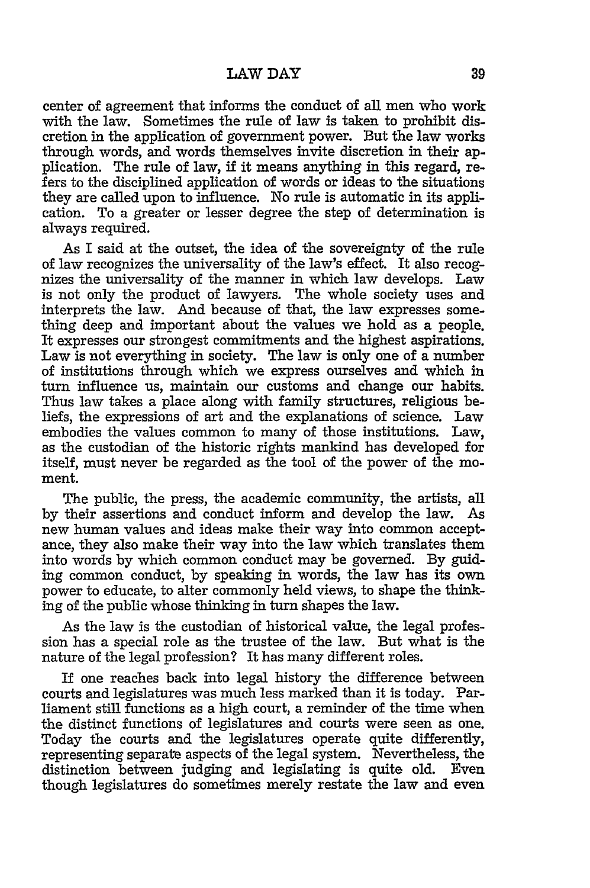center of agreement that informs the conduct of all men who work with the law. Sometimes the rule of law is taken to prohibit discretion in the application of government power. But the law works through words, and words themselves invite discretion in their application. The rule of law, if it means anything in this regard, refers to the disciplined application of words or ideas to the situations they are called upon to influence. No rule is automatic in its application. To a greater or lesser degree the step of determination is always required.

As I said at the outset, the idea of the sovereignty of the rule of law recognizes the universality of the law's effect. It also recognizes the universality of the manner in which law develops. Law is not only the product of lawyers. The whole society uses and interprets the law. And because of that, the law expresses something deep and important about the values we hold as a people. It expresses our strongest commitments and the highest aspirations. Law is not everything in society. The law is only one of a number of institutions through which we express ourselves and which in turn influence us, maintain our customs and change our habits. Thus law takes a place along with family structures, religious beliefs, the expressions of art and the explanations of science. Law embodies the values common to many of those institutions. Law, as the custodian of the historic rights mankind has developed for itself, must never be regarded as the tool of the power of the moment.

The public, the press, the academic community, the artists, all by their assertions and conduct inform and develop the law. As new human values and ideas make their way into common acceptance, they also make their way into the law which translates them into words by which common conduct may be governed. By guiding common conduct, by speaking in words, the law has its own power to educate, to alter commonly held views, to shape the thinking of the public whose thinking in turn shapes the law.

As the law is the custodian of historical value, the legal profession has a special role as the trustee of the law. But what is the nature of the legal profession? It has many different roles.

If one reaches back into legal history the difference between courts and legislatures was much less marked than it is today. Parliament still functions as a high court, a reminder of the time when the distinct functions of legislatures and courts were seen as one. Today the courts and the legislatures operate quite differently, representing separate aspects of the legal system. Nevertheless, the distinction between judging and legislating is quite old. Even though legislatures do sometimes merely restate the law and even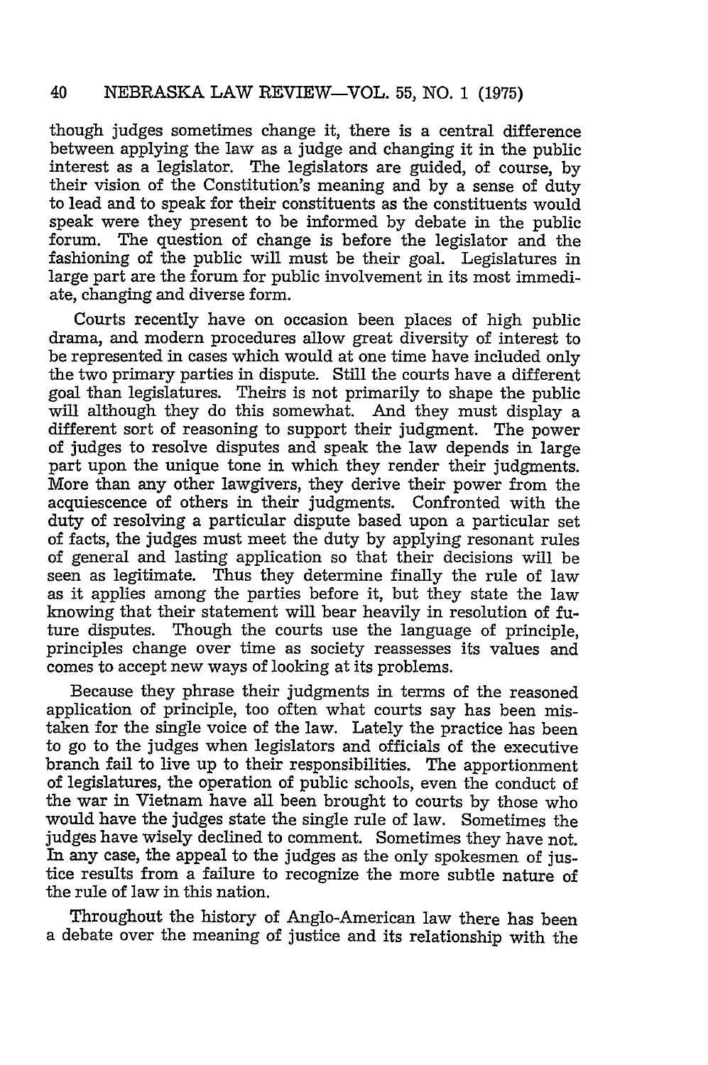though judges sometimes change it, there is a central difference between applying the law as a judge and changing it in the public interest as a legislator. The legislators are guided, of course, by their vision of the Constitution's meaning and by a sense of duty to lead and to speak for their constituents as the constituents would speak were they present to be informed by debate in the public forum. The question of change is before the legislator and the fashioning of the public will must be their goal. Legislatures in large part are the forum for public involvement in its most immediate, changing and diverse form.

Courts recently have on occasion been places of high public drama, and modern procedures allow great diversity of interest to be represented in cases which would at one time have included only the two primary parties in dispute. Still the courts have a different goal than legislatures. Theirs is not primarily to shape the public will although they do this somewhat. And they must display a different sort of reasoning to support their judgment. The power of judges to resolve disputes and speak the law depends in large part upon the unique tone in which they render their judgments. More than any other lawgivers, they derive their power from the acquiescence of others in their judgments. Confronted with the duty of resolving a particular dispute based upon a particular set of facts, the judges must meet the duty by applying resonant rules of general and lasting application so that their decisions will be seen as legitimate. Thus they determine finally the rule of law as it applies among the parties before it, but they state the law knowing that their statement will bear heavily in resolution of future disputes. Though the courts use the language of principle, principles change over time as society reassesses its values and comes to accept new ways of looking at its problems.

Because they phrase their judgments in terms of the reasoned application of principle, too often what courts say has been mistaken for the single voice of the law. Lately the practice has been to go to the judges when legislators and officials of the executive branch fail to live up to their responsibilities. The apportionment of legislatures, the operation of public schools, even the conduct of the war in Vietnam have all been brought to courts by those who would have the judges state the single rule of law. Sometimes the judges have wisely declined to comment. Sometimes they have not. In any case, the appeal to the judges as the only spokesmen of justice results from a failure to recognize the more subtle nature of the rule of law in this nation.

Throughout the history of Anglo-American law there has been a debate over the meaning of justice and its relationship with the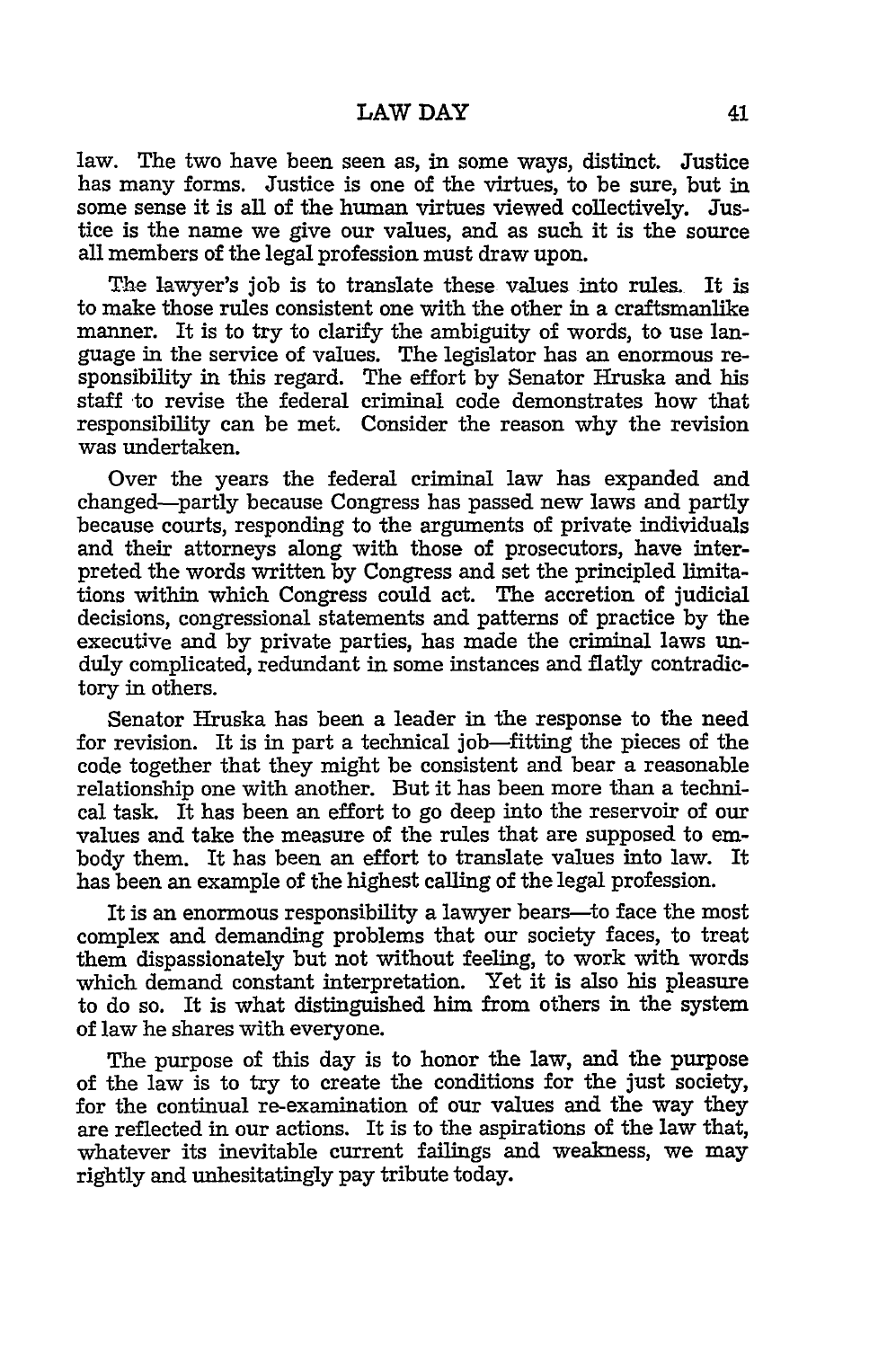law. The two have been seen as, in some ways, distinct. Justice has many forms. Justice is one of the virtues, to be sure, but in some sense it is all of the human virtues viewed collectively. Justice is the name we give our values, and as such it is the source all members of the legal profession must draw upon.

The lawyer's job is to translate these values into rules. It is to make those rules consistent one with the other in a craftsmanlike manner. It is to try to clarify the ambiguity of words, to use language in the service of values. The legislator has an enormous responsibility in this regard. The effort by Senator Hruska and his staff to revise the federal criminal code demonstrates how that responsibility can be met. Consider the reason why the revision was undertaken.

Over the years the federal criminal law has expanded and changed—partly because Congress has passed new laws and partly because courts, responding to the arguments of private individuals and their attorneys along with those of prosecutors, have interpreted the words written by Congress and set the principled limitations within which Congress could act. The accretion of judicial decisions, congressional statements and patterns of practice by the executive and by private parties, has made the criminal laws unduly complicated, redundant in some instances and flatly contradictory in others.

Senator Hruska has been a leader in the response to the need for revision. It is in part a technical job—fitting the pieces of the code together that they might be consistent and bear a reasonable relationship one with another. But it has been more than a technical task. It has been an effort to go deep into the reservoir of our values and take the measure of the rules that are supposed to embody them. It has been an effort to translate values into law. It has been an example of the highest calling of the legal profession.

It is an enormous responsibility a lawyer bears—to face the most complex and demanding problems that our society faces, to treat them dispassionately but not without feeling, to work with words which demand constant interpretation. Yet it is also his pleasure to do so. It is what distinguished him from others in the system of law he shares with everyone.

The purpose of this day is to honor the law, and the purpose of the law is to try to create the conditions for the just society, for the continual re-examination of our values and the way they are reflected in our actions. It is to the aspirations of the law that, whatever its inevitable current failings and weakness, we may rightly and unhesitatingly pay tribute today.